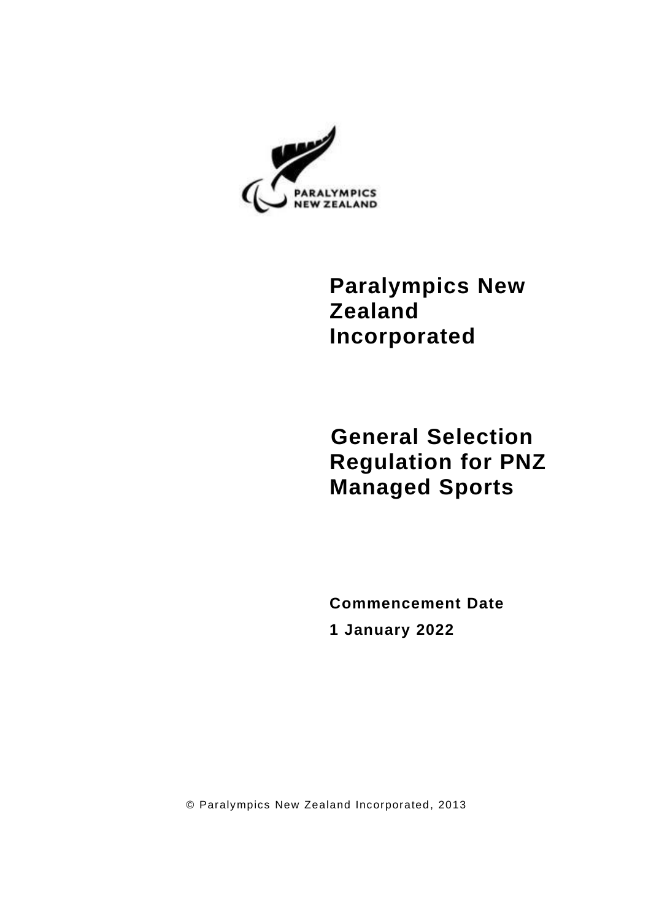PARALYMPICS NEW ZEALAND

# Paralympics New Zealand Incorporated

# General Selection Regulation for PNZ Managed Sports

**Commencement Date**

**1 January 2022**

© Paralympics New Zealand Incorporated, 2013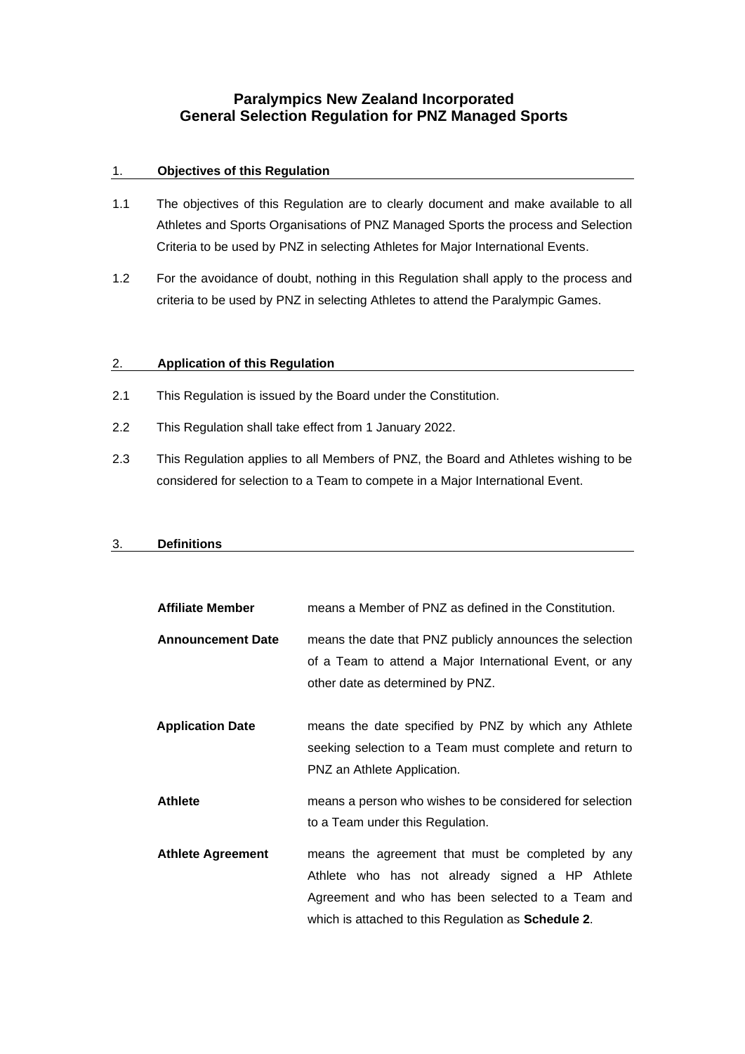# Paralympics New Zealand Incorporated
# General Selection Regulation for PNZ Managed Sports

## 1. Objectives of this Regulation

1.1 The objectives of this Regulation are to clearly document and make available to all Athletes and Sports Organisations of PNZ Managed Sports the process and Selection Criteria to be used by PNZ in selecting Athletes for Major International Events.

1.2 For the avoidance of doubt, nothing in this Regulation shall apply to the process and criteria to be used by PNZ in selecting Athletes to attend the Paralympic Games.

## 2. Application of this Regulation

2.1 This Regulation is issued by the Board under the Constitution.

2.2 This Regulation shall take effect from 1 January 2022.

2.3 This Regulation applies to all Members of PNZ, the Board and Athletes wishing to be considered for selection to a Team to compete in a Major International Event.

## 3. Definitions

| | |
|---|---|
| **Affiliate Member** | means a Member of PNZ as defined in the Constitution. |
| **Announcement Date** | means the date that PNZ publicly announces the selection of a Team to attend a Major International Event, or any other date as determined by PNZ. |
| **Application Date** | means the date specified by PNZ by which any Athlete seeking selection to a Team must complete and return to PNZ an Athlete Application. |
| **Athlete** | means a person who wishes to be considered for selection to a Team under this Regulation. |
| **Athlete Agreement** | means the agreement that must be completed by any Athlete who has not already signed a HP Athlete Agreement and who has been selected to a Team and which is attached to this Regulation as **Schedule 2**. |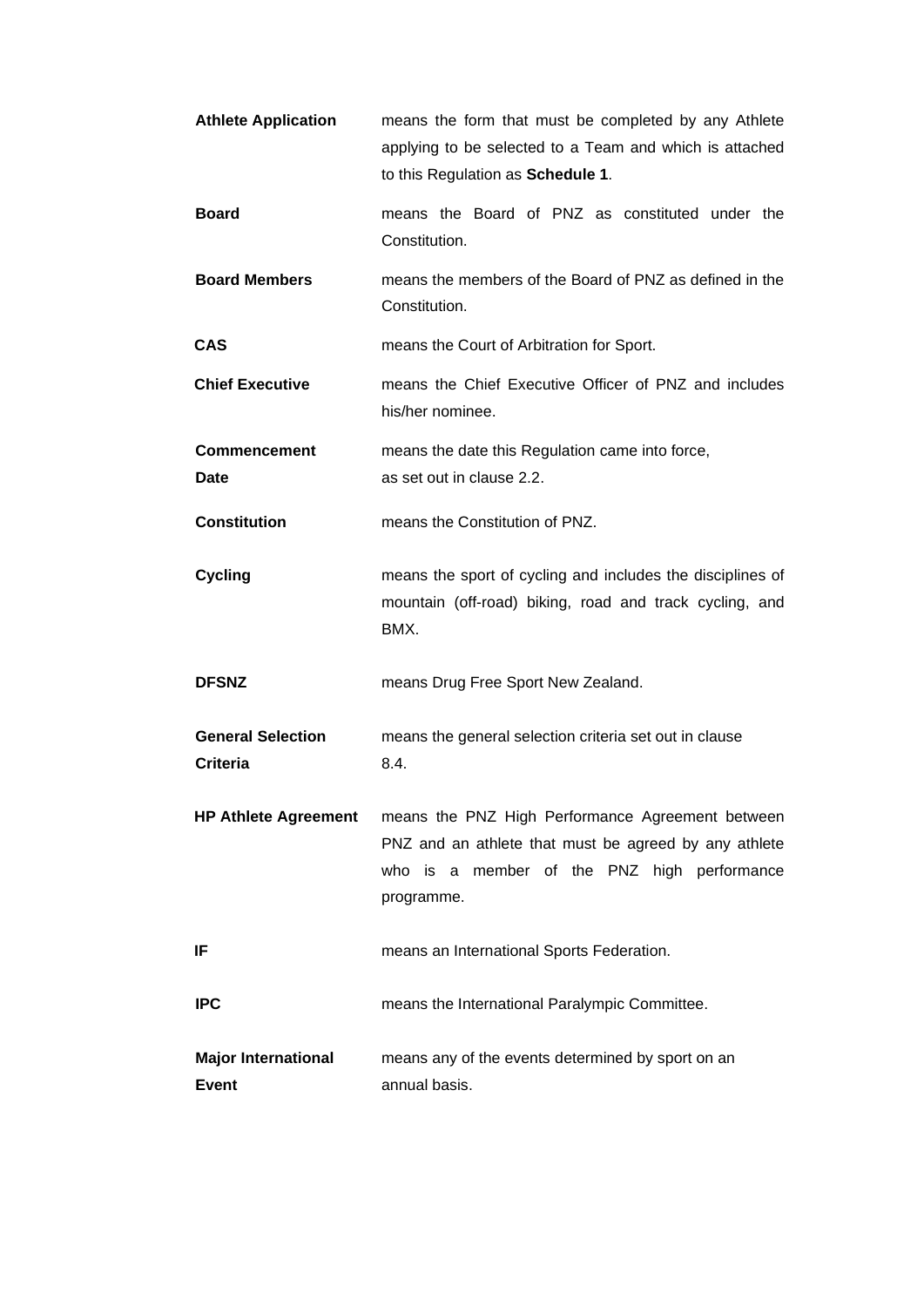| | |
|---|---|
| **Athlete Application** | means the form that must be completed by any Athlete applying to be selected to a Team and which is attached to this Regulation as **Schedule 1**. |
| **Board** | means the Board of PNZ as constituted under the Constitution. |
| **Board Members** | means the members of the Board of PNZ as defined in the Constitution. |
| **CAS** | means the Court of Arbitration for Sport. |
| **Chief Executive** | means the Chief Executive Officer of PNZ and includes his/her nominee. |
| **Commencement Date** | means the date this Regulation came into force, as set out in clause 2.2. |
| **Constitution** | means the Constitution of PNZ. |
| **Cycling** | means the sport of cycling and includes the disciplines of mountain (off-road) biking, road and track cycling, and BMX. |
| **DFSNZ** | means Drug Free Sport New Zealand. |
| **General Selection Criteria** | means the general selection criteria set out in clause 8.4. |
| **HP Athlete Agreement** | means the PNZ High Performance Agreement between PNZ and an athlete that must be agreed by any athlete who is a member of the PNZ high performance programme. |
| **IF** | means an International Sports Federation. |
| **IPC** | means the International Paralympic Committee. |
| **Major International Event** | means any of the events determined by sport on an annual basis. |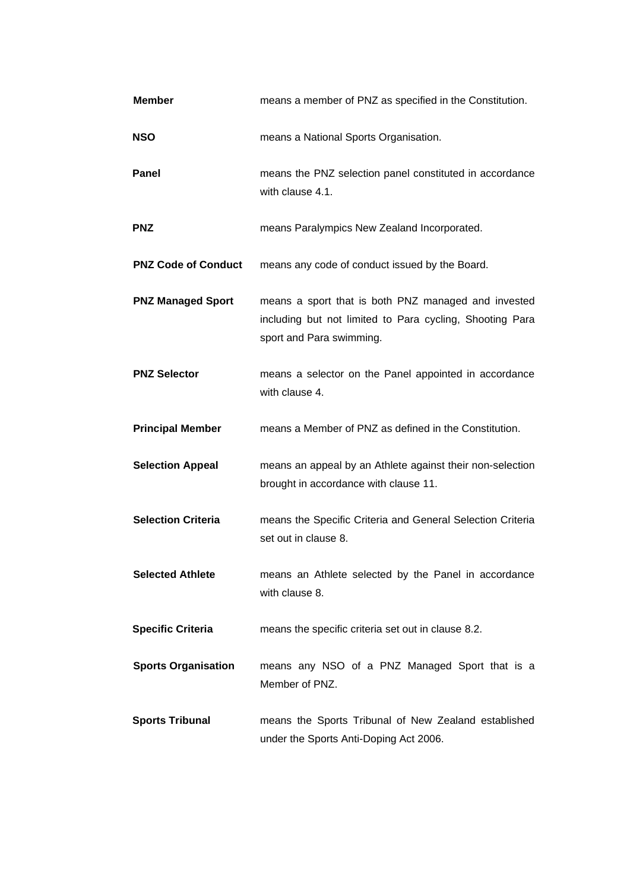**Member** means a member of PNZ as specified in the Constitution.

**NSO** means a National Sports Organisation.

**Panel** means the PNZ selection panel constituted in accordance with clause 4.1.

**PNZ** means Paralympics New Zealand Incorporated.

**PNZ Code of Conduct** means any code of conduct issued by the Board.

**PNZ Managed Sport** means a sport that is both PNZ managed and invested including but not limited to Para cycling, Shooting Para sport and Para swimming.

**PNZ Selector** means a selector on the Panel appointed in accordance with clause 4.

**Principal Member** means a Member of PNZ as defined in the Constitution.

**Selection Appeal** means an appeal by an Athlete against their non-selection brought in accordance with clause 11.

**Selection Criteria** means the Specific Criteria and General Selection Criteria set out in clause 8.

**Selected Athlete** means an Athlete selected by the Panel in accordance with clause 8.

**Specific Criteria** means the specific criteria set out in clause 8.2.

**Sports Organisation** means any NSO of a PNZ Managed Sport that is a Member of PNZ.

**Sports Tribunal** means the Sports Tribunal of New Zealand established under the Sports Anti-Doping Act 2006.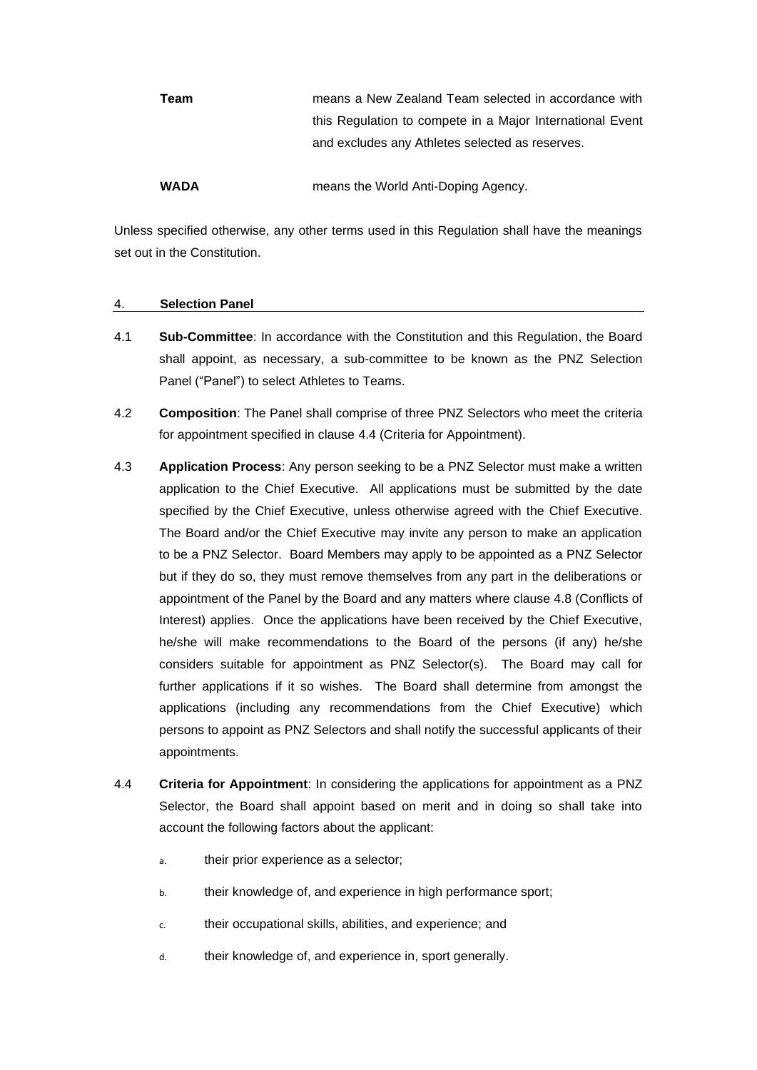| | |
|---|---|
| **Team** | means a New Zealand Team selected in accordance with this Regulation to compete in a Major International Event and excludes any Athletes selected as reserves. |
| **WADA** | means the World Anti-Doping Agency. |

Unless specified otherwise, any other terms used in this Regulation shall have the meanings set out in the Constitution.

## 4. Selection Panel

4.1 **Sub-Committee**: In accordance with the Constitution and this Regulation, the Board shall appoint, as necessary, a sub-committee to be known as the PNZ Selection Panel ("Panel") to select Athletes to Teams.

4.2 **Composition**: The Panel shall comprise of three PNZ Selectors who meet the criteria for appointment specified in clause 4.4 (Criteria for Appointment).

4.3 **Application Process**: Any person seeking to be a PNZ Selector must make a written application to the Chief Executive. All applications must be submitted by the date specified by the Chief Executive, unless otherwise agreed with the Chief Executive. The Board and/or the Chief Executive may invite any person to make an application to be a PNZ Selector. Board Members may apply to be appointed as a PNZ Selector but if they do so, they must remove themselves from any part in the deliberations or appointment of the Panel by the Board and any matters where clause 4.8 (Conflicts of Interest) applies. Once the applications have been received by the Chief Executive, he/she will make recommendations to the Board of the persons (if any) he/she considers suitable for appointment as PNZ Selector(s). The Board may call for further applications if it so wishes. The Board shall determine from amongst the applications (including any recommendations from the Chief Executive) which persons to appoint as PNZ Selectors and shall notify the successful applicants of their appointments.

4.4 **Criteria for Appointment**: In considering the applications for appointment as a PNZ Selector, the Board shall appoint based on merit and in doing so shall take into account the following factors about the applicant:

a. their prior experience as a selector;

b. their knowledge of, and experience in high performance sport;

c. their occupational skills, abilities, and experience; and

d. their knowledge of, and experience in, sport generally.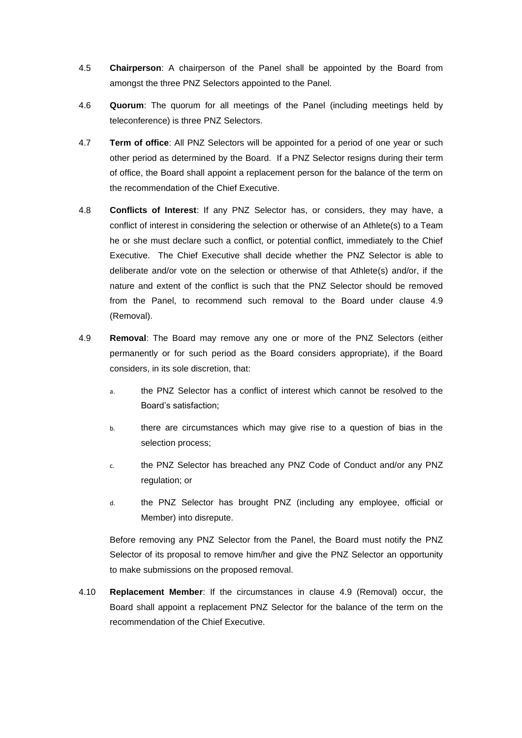4.5 **Chairperson**: A chairperson of the Panel shall be appointed by the Board from amongst the three PNZ Selectors appointed to the Panel.

4.6 **Quorum**: The quorum for all meetings of the Panel (including meetings held by teleconference) is three PNZ Selectors.

4.7 **Term of office**: All PNZ Selectors will be appointed for a period of one year or such other period as determined by the Board. If a PNZ Selector resigns during their term of office, the Board shall appoint a replacement person for the balance of the term on the recommendation of the Chief Executive.

4.8 **Conflicts of Interest**: If any PNZ Selector has, or considers, they may have, a conflict of interest in considering the selection or otherwise of an Athlete(s) to a Team he or she must declare such a conflict, or potential conflict, immediately to the Chief Executive. The Chief Executive shall decide whether the PNZ Selector is able to deliberate and/or vote on the selection or otherwise of that Athlete(s) and/or, if the nature and extent of the conflict is such that the PNZ Selector should be removed from the Panel, to recommend such removal to the Board under clause 4.9 (Removal).

4.9 **Removal**: The Board may remove any one or more of the PNZ Selectors (either permanently or for such period as the Board considers appropriate), if the Board considers, in its sole discretion, that:

a. the PNZ Selector has a conflict of interest which cannot be resolved to the Board's satisfaction;

b. there are circumstances which may give rise to a question of bias in the selection process;

c. the PNZ Selector has breached any PNZ Code of Conduct and/or any PNZ regulation; or

d. the PNZ Selector has brought PNZ (including any employee, official or Member) into disrepute.

Before removing any PNZ Selector from the Panel, the Board must notify the PNZ Selector of its proposal to remove him/her and give the PNZ Selector an opportunity to make submissions on the proposed removal.

4.10 **Replacement Member**: If the circumstances in clause 4.9 (Removal) occur, the Board shall appoint a replacement PNZ Selector for the balance of the term on the recommendation of the Chief Executive.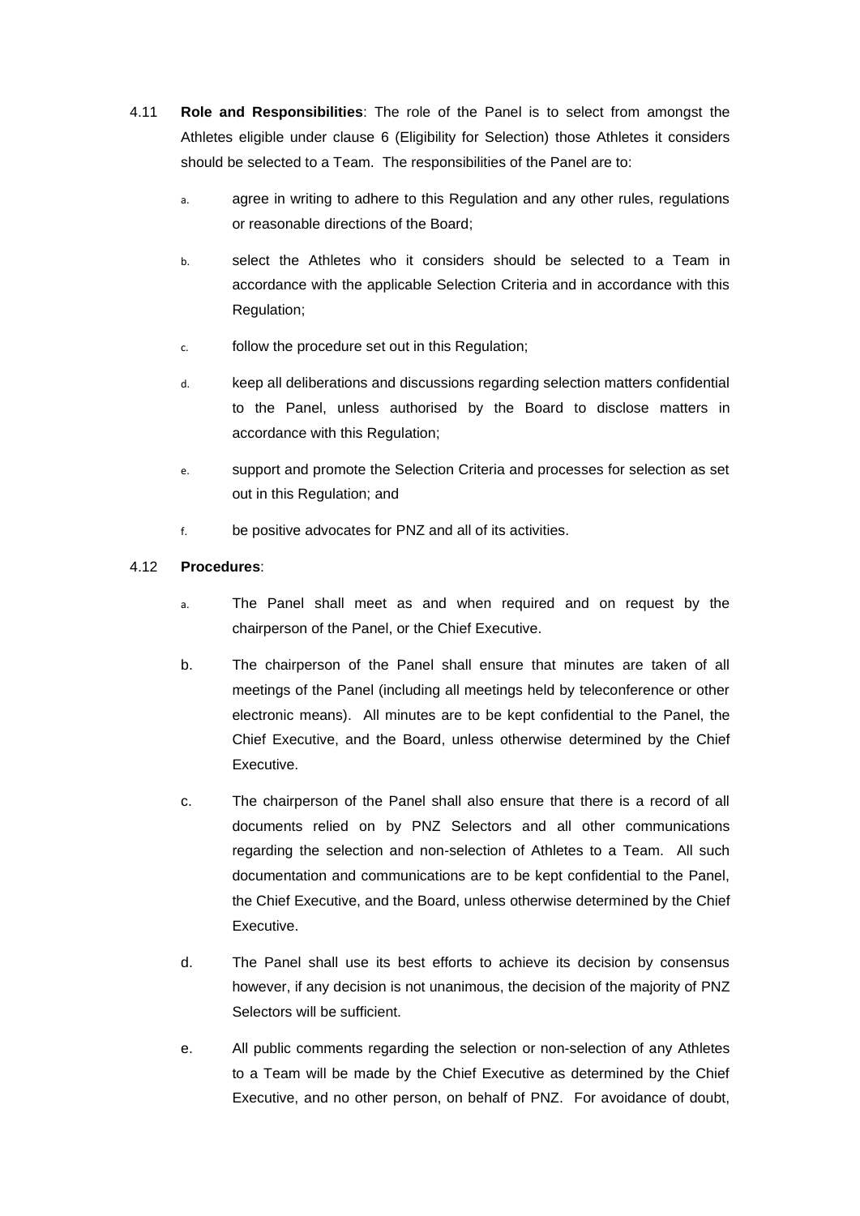4.11 **Role and Responsibilities**: The role of the Panel is to select from amongst the Athletes eligible under clause 6 (Eligibility for Selection) those Athletes it considers should be selected to a Team. The responsibilities of the Panel are to:

a. agree in writing to adhere to this Regulation and any other rules, regulations or reasonable directions of the Board;

b. select the Athletes who it considers should be selected to a Team in accordance with the applicable Selection Criteria and in accordance with this Regulation;

c. follow the procedure set out in this Regulation;

d. keep all deliberations and discussions regarding selection matters confidential to the Panel, unless authorised by the Board to disclose matters in accordance with this Regulation;

e. support and promote the Selection Criteria and processes for selection as set out in this Regulation; and

f. be positive advocates for PNZ and all of its activities.

4.12 **Procedures**:

a. The Panel shall meet as and when required and on request by the chairperson of the Panel, or the Chief Executive.

b. The chairperson of the Panel shall ensure that minutes are taken of all meetings of the Panel (including all meetings held by teleconference or other electronic means). All minutes are to be kept confidential to the Panel, the Chief Executive, and the Board, unless otherwise determined by the Chief Executive.

c. The chairperson of the Panel shall also ensure that there is a record of all documents relied on by PNZ Selectors and all other communications regarding the selection and non-selection of Athletes to a Team. All such documentation and communications are to be kept confidential to the Panel, the Chief Executive, and the Board, unless otherwise determined by the Chief Executive.

d. The Panel shall use its best efforts to achieve its decision by consensus however, if any decision is not unanimous, the decision of the majority of PNZ Selectors will be sufficient.

e. All public comments regarding the selection or non-selection of any Athletes to a Team will be made by the Chief Executive as determined by the Chief Executive, and no other person, on behalf of PNZ. For avoidance of doubt,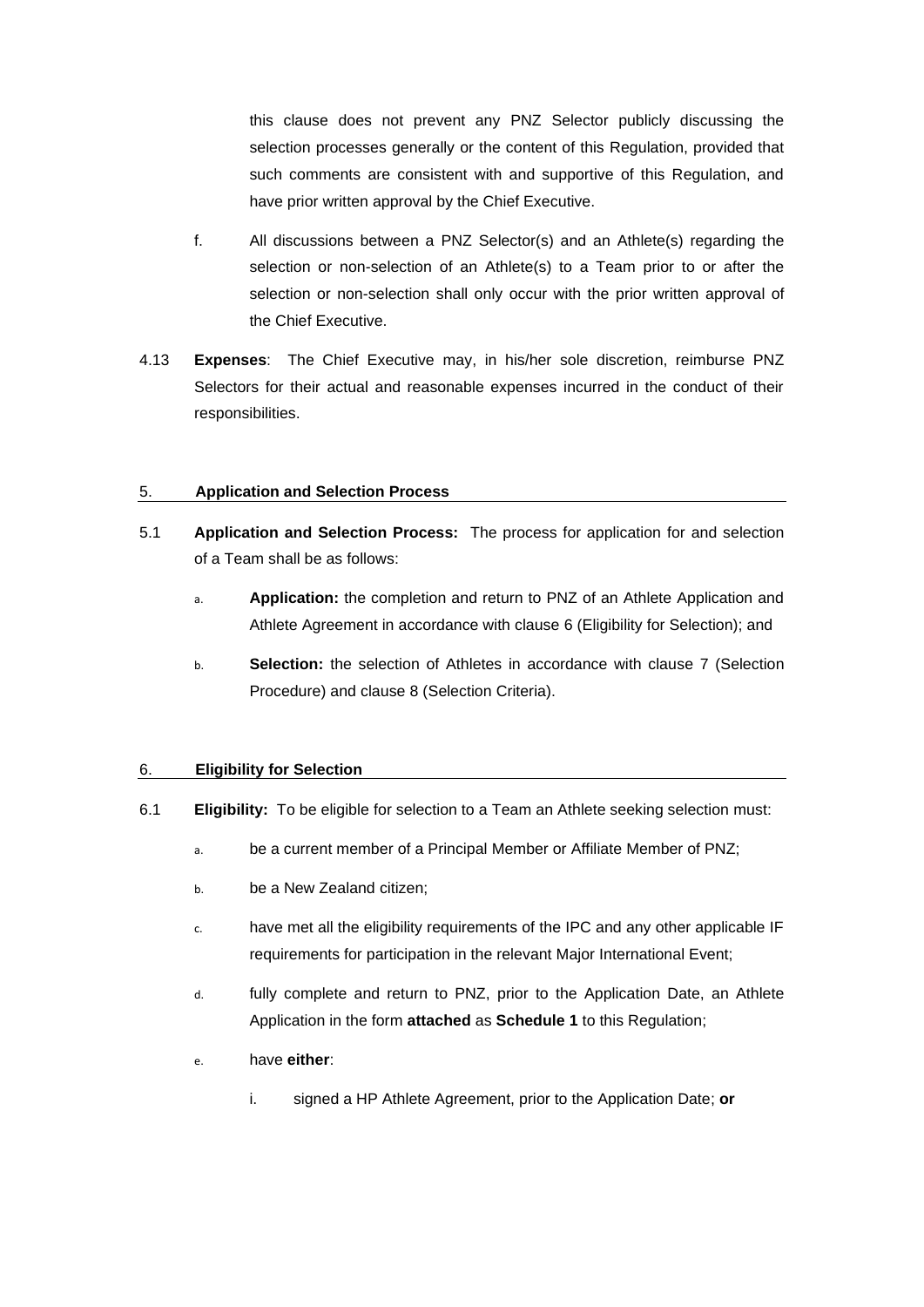this clause does not prevent any PNZ Selector publicly discussing the selection processes generally or the content of this Regulation, provided that such comments are consistent with and supportive of this Regulation, and have prior written approval by the Chief Executive.

f. All discussions between a PNZ Selector(s) and an Athlete(s) regarding the selection or non-selection of an Athlete(s) to a Team prior to or after the selection or non-selection shall only occur with the prior written approval of the Chief Executive.

4.13 **Expenses**: The Chief Executive may, in his/her sole discretion, reimburse PNZ Selectors for their actual and reasonable expenses incurred in the conduct of their responsibilities.

## 5. Application and Selection Process

5.1 **Application and Selection Process:** The process for application for and selection of a Team shall be as follows:

a. **Application:** the completion and return to PNZ of an Athlete Application and Athlete Agreement in accordance with clause 6 (Eligibility for Selection); and

b. **Selection:** the selection of Athletes in accordance with clause 7 (Selection Procedure) and clause 8 (Selection Criteria).

## 6. Eligibility for Selection

6.1 **Eligibility:** To be eligible for selection to a Team an Athlete seeking selection must:

a. be a current member of a Principal Member or Affiliate Member of PNZ;

b. be a New Zealand citizen;

c. have met all the eligibility requirements of the IPC and any other applicable IF requirements for participation in the relevant Major International Event;

d. fully complete and return to PNZ, prior to the Application Date, an Athlete Application in the form **attached** as **Schedule 1** to this Regulation;

e. have **either**:

i. signed a HP Athlete Agreement, prior to the Application Date; **or**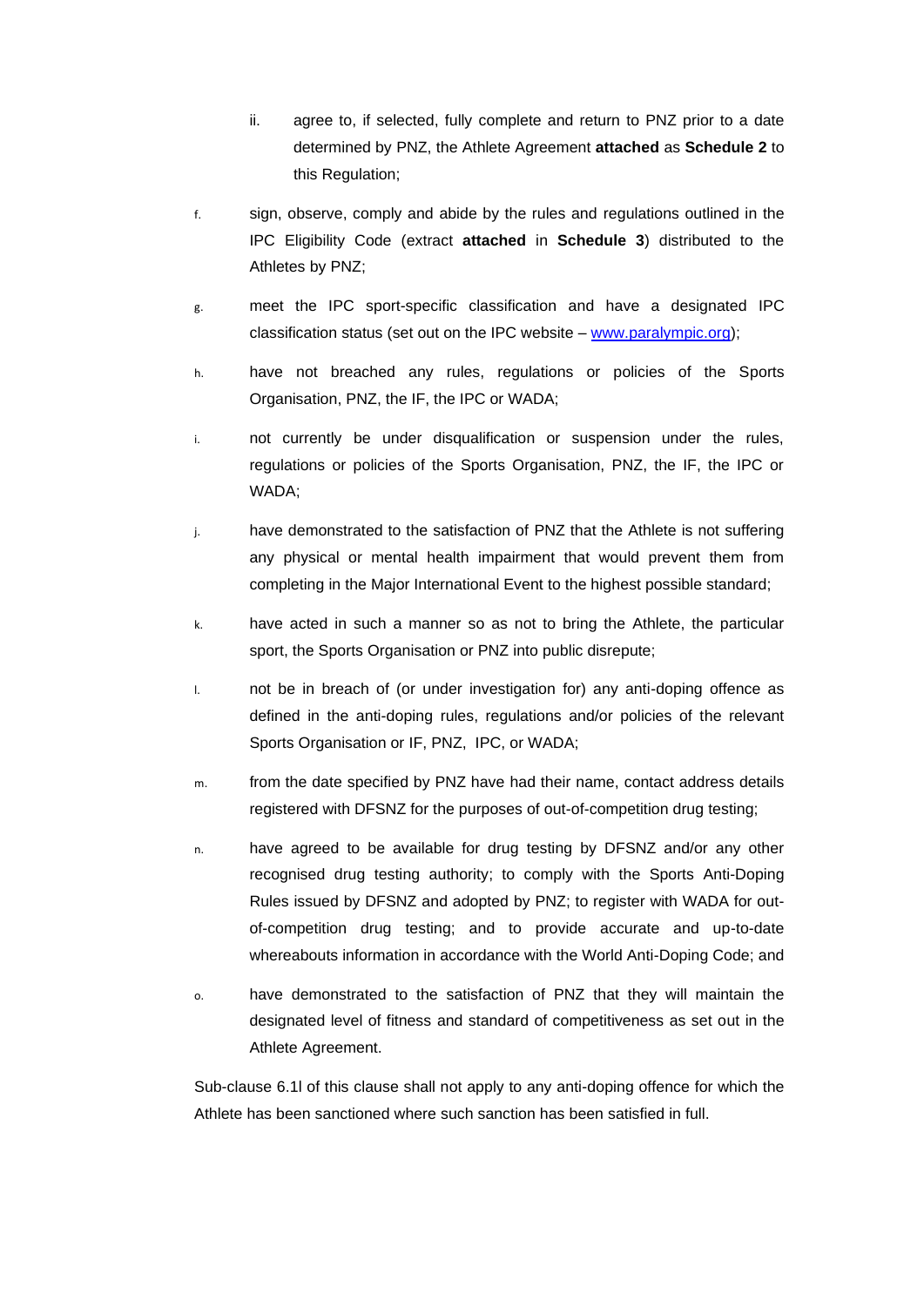ii. agree to, if selected, fully complete and return to PNZ prior to a date determined by PNZ, the Athlete Agreement **attached** as **Schedule 2** to this Regulation;

f. sign, observe, comply and abide by the rules and regulations outlined in the IPC Eligibility Code (extract **attached** in **Schedule 3**) distributed to the Athletes by PNZ;

g. meet the IPC sport-specific classification and have a designated IPC classification status (set out on the IPC website – www.paralympic.org);

h. have not breached any rules, regulations or policies of the Sports Organisation, PNZ, the IF, the IPC or WADA;

i. not currently be under disqualification or suspension under the rules, regulations or policies of the Sports Organisation, PNZ, the IF, the IPC or WADA;

j. have demonstrated to the satisfaction of PNZ that the Athlete is not suffering any physical or mental health impairment that would prevent them from completing in the Major International Event to the highest possible standard;

k. have acted in such a manner so as not to bring the Athlete, the particular sport, the Sports Organisation or PNZ into public disrepute;

l. not be in breach of (or under investigation for) any anti-doping offence as defined in the anti-doping rules, regulations and/or policies of the relevant Sports Organisation or IF, PNZ, IPC, or WADA;

m. from the date specified by PNZ have had their name, contact address details registered with DFSNZ for the purposes of out-of-competition drug testing;

n. have agreed to be available for drug testing by DFSNZ and/or any other recognised drug testing authority; to comply with the Sports Anti-Doping Rules issued by DFSNZ and adopted by PNZ; to register with WADA for out-of-competition drug testing; and to provide accurate and up-to-date whereabouts information in accordance with the World Anti-Doping Code; and

o. have demonstrated to the satisfaction of PNZ that they will maintain the designated level of fitness and standard of competitiveness as set out in the Athlete Agreement.

Sub-clause 6.1l of this clause shall not apply to any anti-doping offence for which the Athlete has been sanctioned where such sanction has been satisfied in full.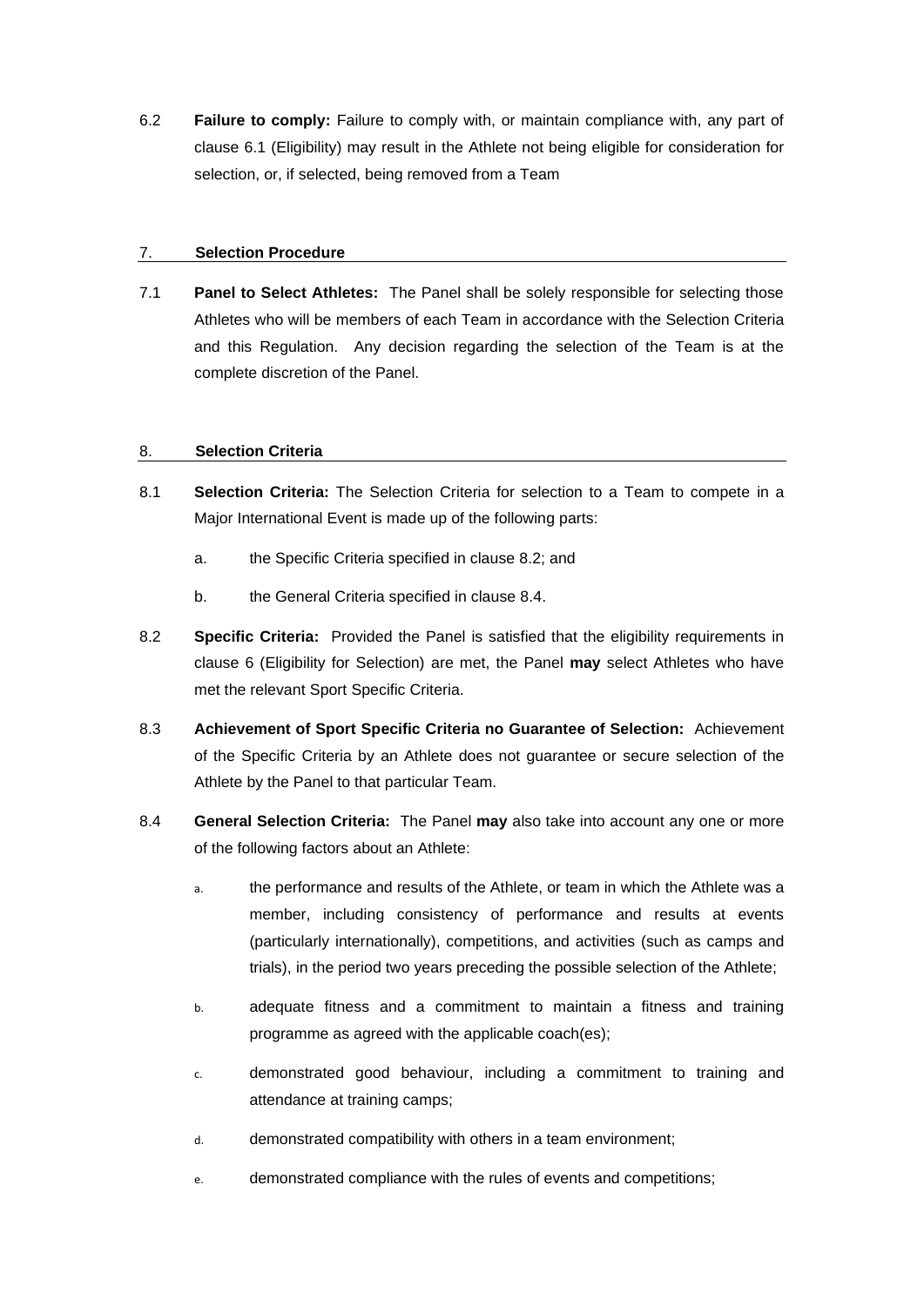6.2 **Failure to comply:** Failure to comply with, or maintain compliance with, any part of clause 6.1 (Eligibility) may result in the Athlete not being eligible for consideration for selection, or, if selected, being removed from a Team

## 7. Selection Procedure

7.1 **Panel to Select Athletes:** The Panel shall be solely responsible for selecting those Athletes who will be members of each Team in accordance with the Selection Criteria and this Regulation. Any decision regarding the selection of the Team is at the complete discretion of the Panel.

## 8. Selection Criteria

8.1 **Selection Criteria:** The Selection Criteria for selection to a Team to compete in a Major International Event is made up of the following parts:

a. the Specific Criteria specified in clause 8.2; and

b. the General Criteria specified in clause 8.4.

8.2 **Specific Criteria:** Provided the Panel is satisfied that the eligibility requirements in clause 6 (Eligibility for Selection) are met, the Panel **may** select Athletes who have met the relevant Sport Specific Criteria.

8.3 **Achievement of Sport Specific Criteria no Guarantee of Selection:** Achievement of the Specific Criteria by an Athlete does not guarantee or secure selection of the Athlete by the Panel to that particular Team.

8.4 **General Selection Criteria:** The Panel **may** also take into account any one or more of the following factors about an Athlete:

a. the performance and results of the Athlete, or team in which the Athlete was a member, including consistency of performance and results at events (particularly internationally), competitions, and activities (such as camps and trials), in the period two years preceding the possible selection of the Athlete;

b. adequate fitness and a commitment to maintain a fitness and training programme as agreed with the applicable coach(es);

c. demonstrated good behaviour, including a commitment to training and attendance at training camps;

d. demonstrated compatibility with others in a team environment;

e. demonstrated compliance with the rules of events and competitions;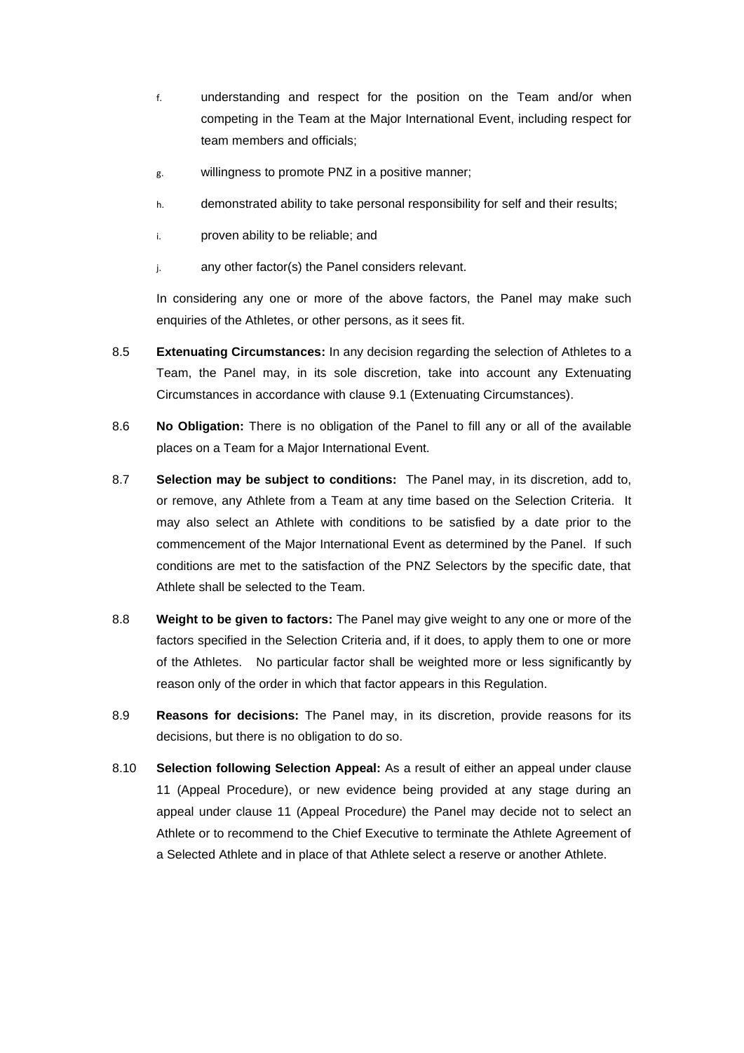f. understanding and respect for the position on the Team and/or when competing in the Team at the Major International Event, including respect for team members and officials;

g. willingness to promote PNZ in a positive manner;

h. demonstrated ability to take personal responsibility for self and their results;

i. proven ability to be reliable; and

j. any other factor(s) the Panel considers relevant.

In considering any one or more of the above factors, the Panel may make such enquiries of the Athletes, or other persons, as it sees fit.

8.5 **Extenuating Circumstances:** In any decision regarding the selection of Athletes to a Team, the Panel may, in its sole discretion, take into account any Extenuating Circumstances in accordance with clause 9.1 (Extenuating Circumstances).

8.6 **No Obligation:** There is no obligation of the Panel to fill any or all of the available places on a Team for a Major International Event.

8.7 **Selection may be subject to conditions:** The Panel may, in its discretion, add to, or remove, any Athlete from a Team at any time based on the Selection Criteria. It may also select an Athlete with conditions to be satisfied by a date prior to the commencement of the Major International Event as determined by the Panel. If such conditions are met to the satisfaction of the PNZ Selectors by the specific date, that Athlete shall be selected to the Team.

8.8 **Weight to be given to factors:** The Panel may give weight to any one or more of the factors specified in the Selection Criteria and, if it does, to apply them to one or more of the Athletes. No particular factor shall be weighted more or less significantly by reason only of the order in which that factor appears in this Regulation.

8.9 **Reasons for decisions:** The Panel may, in its discretion, provide reasons for its decisions, but there is no obligation to do so.

8.10 **Selection following Selection Appeal:** As a result of either an appeal under clause 11 (Appeal Procedure), or new evidence being provided at any stage during an appeal under clause 11 (Appeal Procedure) the Panel may decide not to select an Athlete or to recommend to the Chief Executive to terminate the Athlete Agreement of a Selected Athlete and in place of that Athlete select a reserve or another Athlete.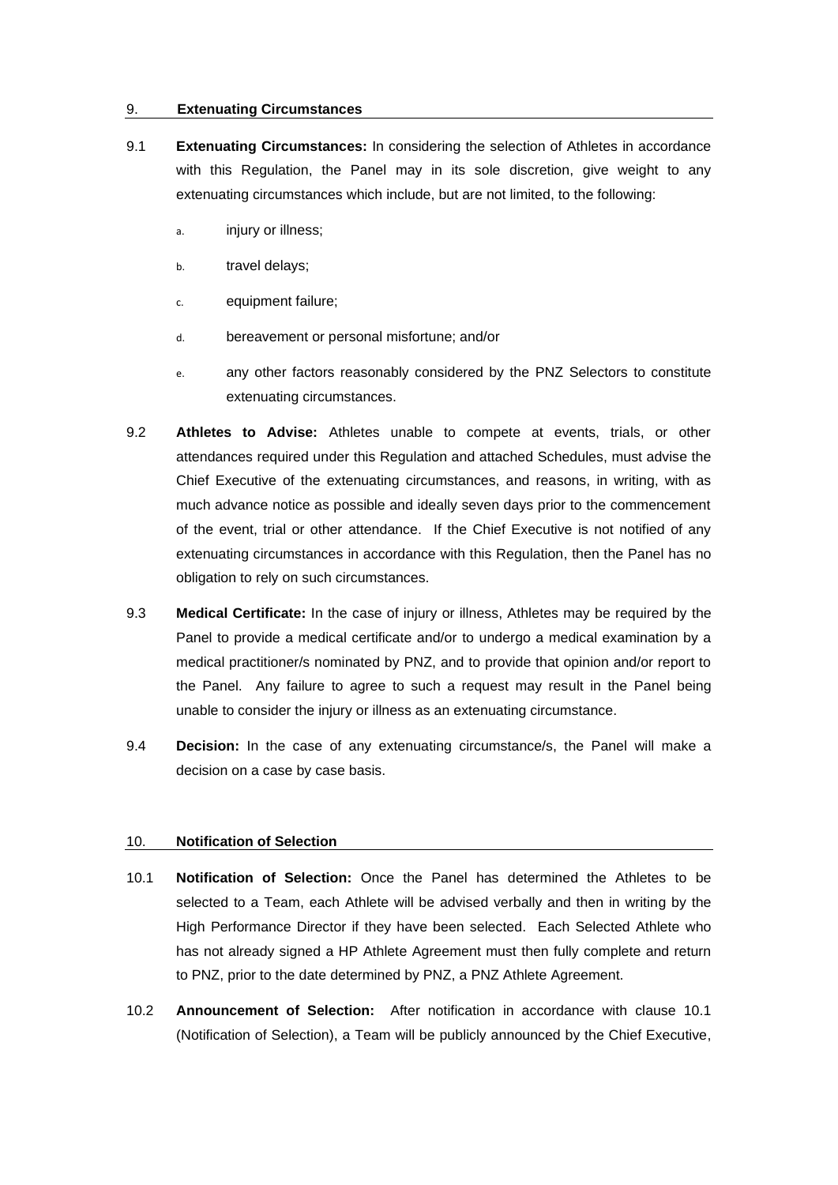## 9. Extenuating Circumstances

9.1 **Extenuating Circumstances:** In considering the selection of Athletes in accordance with this Regulation, the Panel may in its sole discretion, give weight to any extenuating circumstances which include, but are not limited, to the following:

a. injury or illness;

b. travel delays;

c. equipment failure;

d. bereavement or personal misfortune; and/or

e. any other factors reasonably considered by the PNZ Selectors to constitute extenuating circumstances.

9.2 **Athletes to Advise:** Athletes unable to compete at events, trials, or other attendances required under this Regulation and attached Schedules, must advise the Chief Executive of the extenuating circumstances, and reasons, in writing, with as much advance notice as possible and ideally seven days prior to the commencement of the event, trial or other attendance. If the Chief Executive is not notified of any extenuating circumstances in accordance with this Regulation, then the Panel has no obligation to rely on such circumstances.

9.3 **Medical Certificate:** In the case of injury or illness, Athletes may be required by the Panel to provide a medical certificate and/or to undergo a medical examination by a medical practitioner/s nominated by PNZ, and to provide that opinion and/or report to the Panel. Any failure to agree to such a request may result in the Panel being unable to consider the injury or illness as an extenuating circumstance.

9.4 **Decision:** In the case of any extenuating circumstance/s, the Panel will make a decision on a case by case basis.

## 10. Notification of Selection

10.1 **Notification of Selection:** Once the Panel has determined the Athletes to be selected to a Team, each Athlete will be advised verbally and then in writing by the High Performance Director if they have been selected. Each Selected Athlete who has not already signed a HP Athlete Agreement must then fully complete and return to PNZ, prior to the date determined by PNZ, a PNZ Athlete Agreement.

10.2 **Announcement of Selection:** After notification in accordance with clause 10.1 (Notification of Selection), a Team will be publicly announced by the Chief Executive,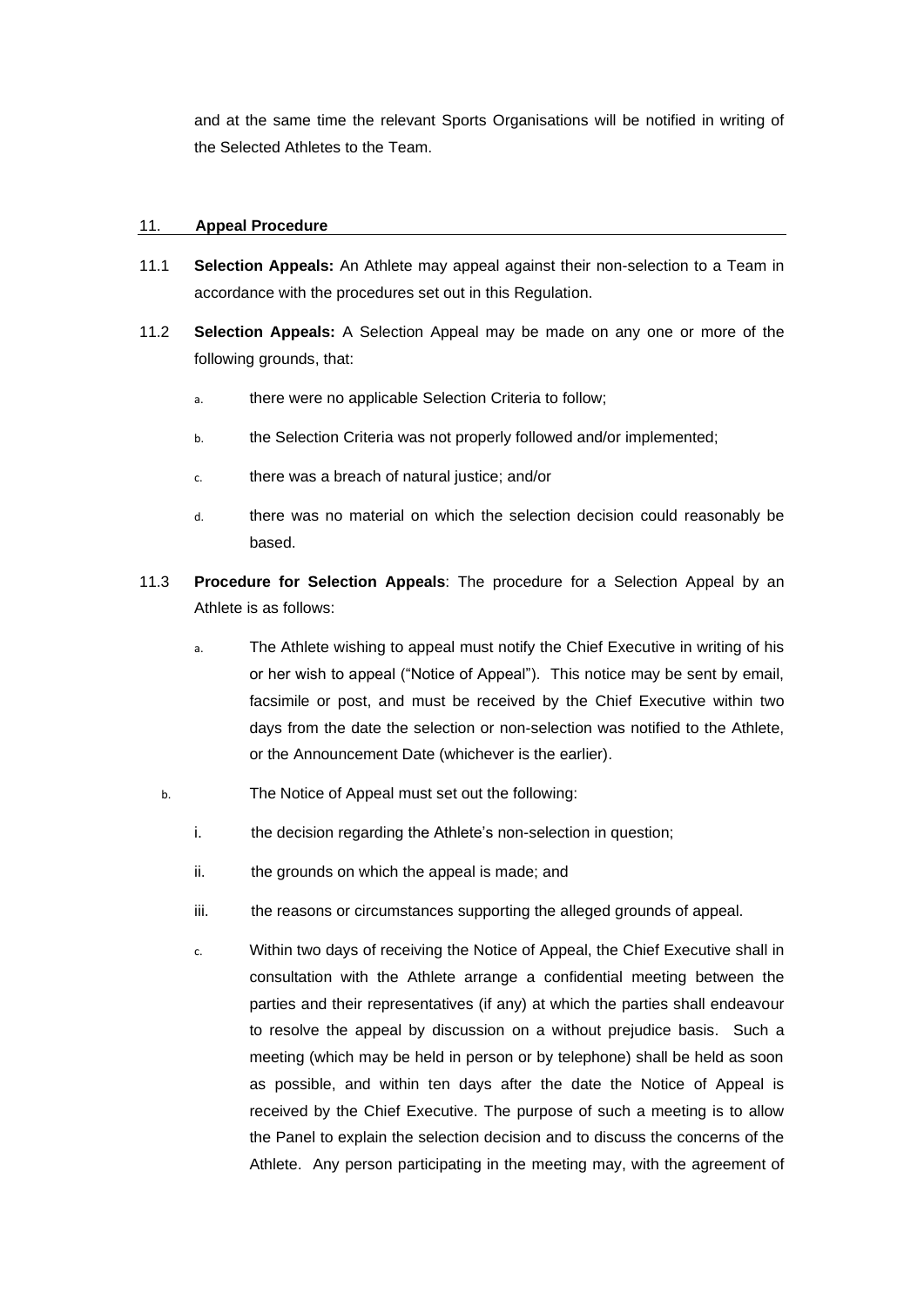and at the same time the relevant Sports Organisations will be notified in writing of the Selected Athletes to the Team.

## 11. Appeal Procedure

11.1 **Selection Appeals:** An Athlete may appeal against their non-selection to a Team in accordance with the procedures set out in this Regulation.

11.2 **Selection Appeals:** A Selection Appeal may be made on any one or more of the following grounds, that:

a. there were no applicable Selection Criteria to follow;

b. the Selection Criteria was not properly followed and/or implemented;

c. there was a breach of natural justice; and/or

d. there was no material on which the selection decision could reasonably be based.

11.3 **Procedure for Selection Appeals**: The procedure for a Selection Appeal by an Athlete is as follows:

a. The Athlete wishing to appeal must notify the Chief Executive in writing of his or her wish to appeal ("Notice of Appeal"). This notice may be sent by email, facsimile or post, and must be received by the Chief Executive within two days from the date the selection or non-selection was notified to the Athlete, or the Announcement Date (whichever is the earlier).

b. The Notice of Appeal must set out the following:

i. the decision regarding the Athlete's non-selection in question;

ii. the grounds on which the appeal is made; and

iii. the reasons or circumstances supporting the alleged grounds of appeal.

c. Within two days of receiving the Notice of Appeal, the Chief Executive shall in consultation with the Athlete arrange a confidential meeting between the parties and their representatives (if any) at which the parties shall endeavour to resolve the appeal by discussion on a without prejudice basis. Such a meeting (which may be held in person or by telephone) shall be held as soon as possible, and within ten days after the date the Notice of Appeal is received by the Chief Executive. The purpose of such a meeting is to allow the Panel to explain the selection decision and to discuss the concerns of the Athlete. Any person participating in the meeting may, with the agreement of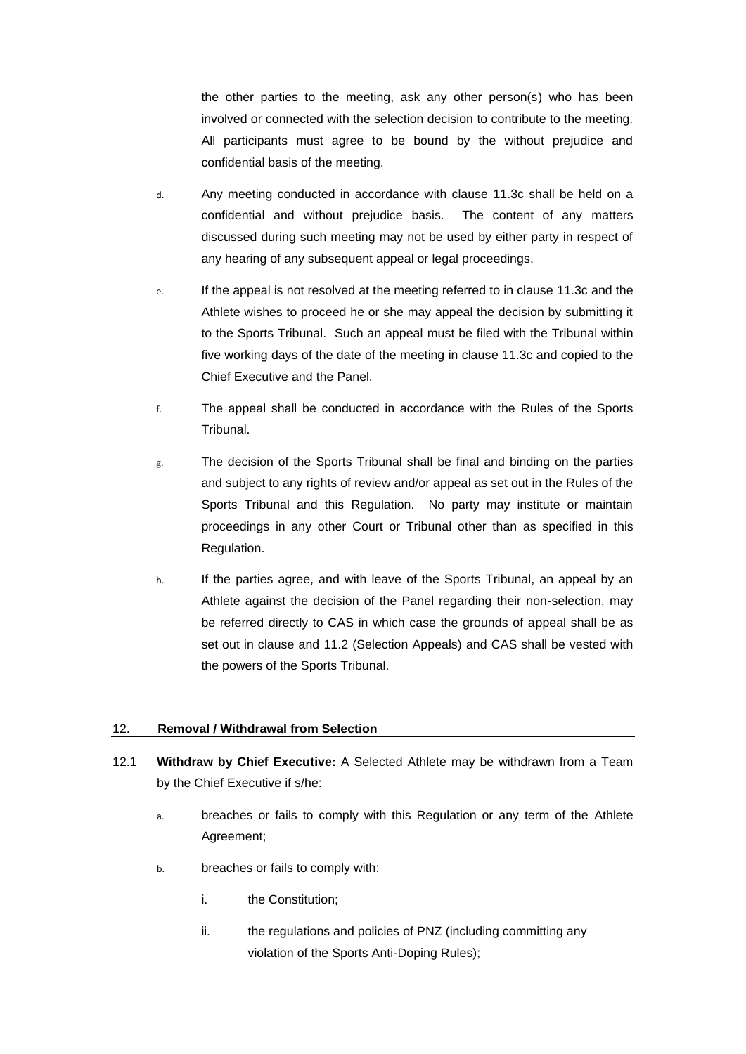the other parties to the meeting, ask any other person(s) who has been involved or connected with the selection decision to contribute to the meeting. All participants must agree to be bound by the without prejudice and confidential basis of the meeting.

d. Any meeting conducted in accordance with clause 11.3c shall be held on a confidential and without prejudice basis. The content of any matters discussed during such meeting may not be used by either party in respect of any hearing of any subsequent appeal or legal proceedings.

e. If the appeal is not resolved at the meeting referred to in clause 11.3c and the Athlete wishes to proceed he or she may appeal the decision by submitting it to the Sports Tribunal. Such an appeal must be filed with the Tribunal within five working days of the date of the meeting in clause 11.3c and copied to the Chief Executive and the Panel.

f. The appeal shall be conducted in accordance with the Rules of the Sports Tribunal.

g. The decision of the Sports Tribunal shall be final and binding on the parties and subject to any rights of review and/or appeal as set out in the Rules of the Sports Tribunal and this Regulation. No party may institute or maintain proceedings in any other Court or Tribunal other than as specified in this Regulation.

h. If the parties agree, and with leave of the Sports Tribunal, an appeal by an Athlete against the decision of the Panel regarding their non-selection, may be referred directly to CAS in which case the grounds of appeal shall be as set out in clause and 11.2 (Selection Appeals) and CAS shall be vested with the powers of the Sports Tribunal.

## 12. Removal / Withdrawal from Selection

12.1 **Withdraw by Chief Executive:** A Selected Athlete may be withdrawn from a Team by the Chief Executive if s/he:

a. breaches or fails to comply with this Regulation or any term of the Athlete Agreement;

b. breaches or fails to comply with:

   i. the Constitution;

   ii. the regulations and policies of PNZ (including committing any violation of the Sports Anti-Doping Rules);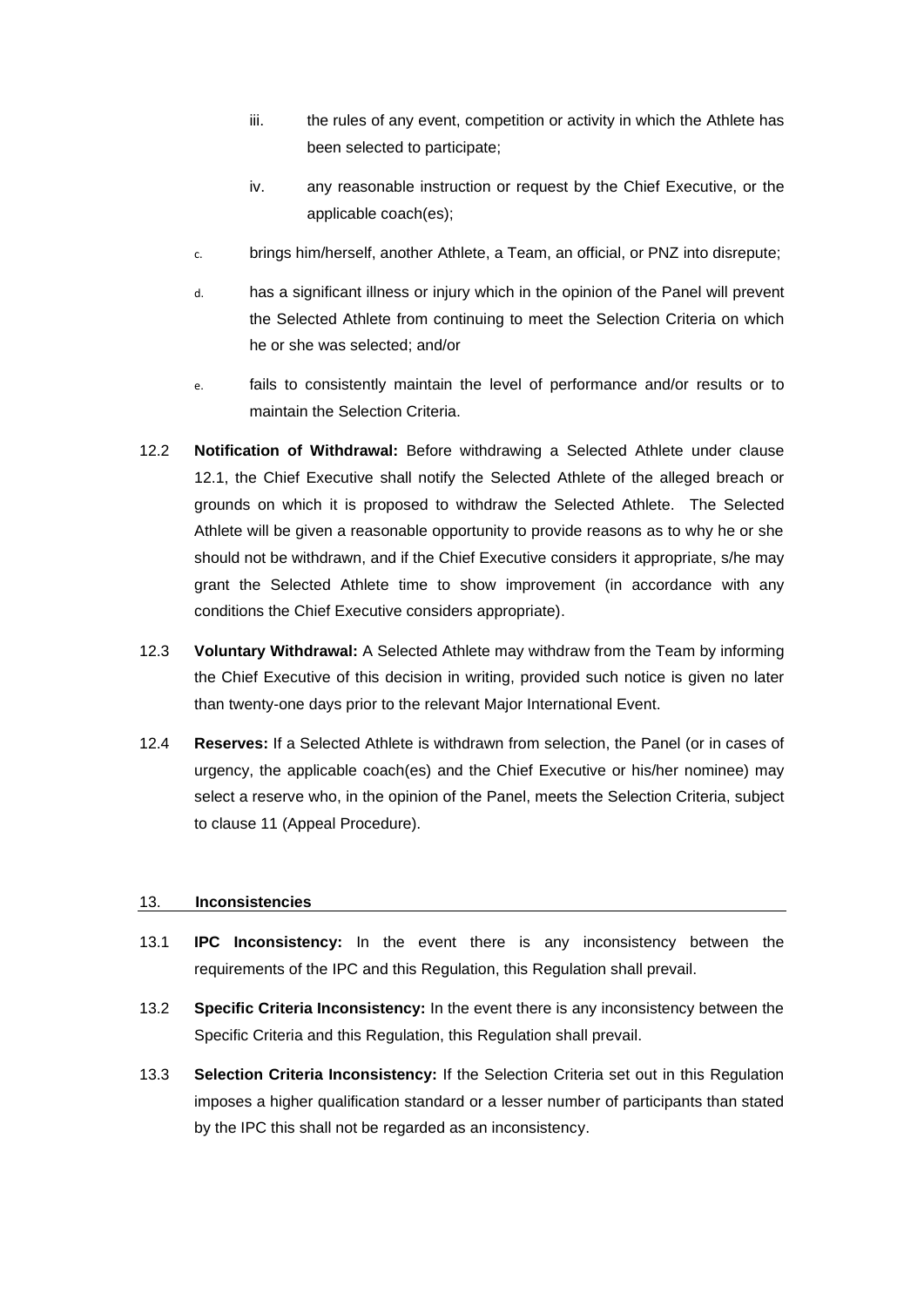iii. the rules of any event, competition or activity in which the Athlete has been selected to participate;

   iv. any reasonable instruction or request by the Chief Executive, or the applicable coach(es);

c. brings him/herself, another Athlete, a Team, an official, or PNZ into disrepute;

d. has a significant illness or injury which in the opinion of the Panel will prevent the Selected Athlete from continuing to meet the Selection Criteria on which he or she was selected; and/or

e. fails to consistently maintain the level of performance and/or results or to maintain the Selection Criteria.

12.2 **Notification of Withdrawal:** Before withdrawing a Selected Athlete under clause 12.1, the Chief Executive shall notify the Selected Athlete of the alleged breach or grounds on which it is proposed to withdraw the Selected Athlete. The Selected Athlete will be given a reasonable opportunity to provide reasons as to why he or she should not be withdrawn, and if the Chief Executive considers it appropriate, s/he may grant the Selected Athlete time to show improvement (in accordance with any conditions the Chief Executive considers appropriate).

12.3 **Voluntary Withdrawal:** A Selected Athlete may withdraw from the Team by informing the Chief Executive of this decision in writing, provided such notice is given no later than twenty-one days prior to the relevant Major International Event.

12.4 **Reserves:** If a Selected Athlete is withdrawn from selection, the Panel (or in cases of urgency, the applicable coach(es) and the Chief Executive or his/her nominee) may select a reserve who, in the opinion of the Panel, meets the Selection Criteria, subject to clause 11 (Appeal Procedure).

## 13. Inconsistencies

13.1 **IPC Inconsistency:** In the event there is any inconsistency between the requirements of the IPC and this Regulation, this Regulation shall prevail.

13.2 **Specific Criteria Inconsistency:** In the event there is any inconsistency between the Specific Criteria and this Regulation, this Regulation shall prevail.

13.3 **Selection Criteria Inconsistency:** If the Selection Criteria set out in this Regulation imposes a higher qualification standard or a lesser number of participants than stated by the IPC this shall not be regarded as an inconsistency.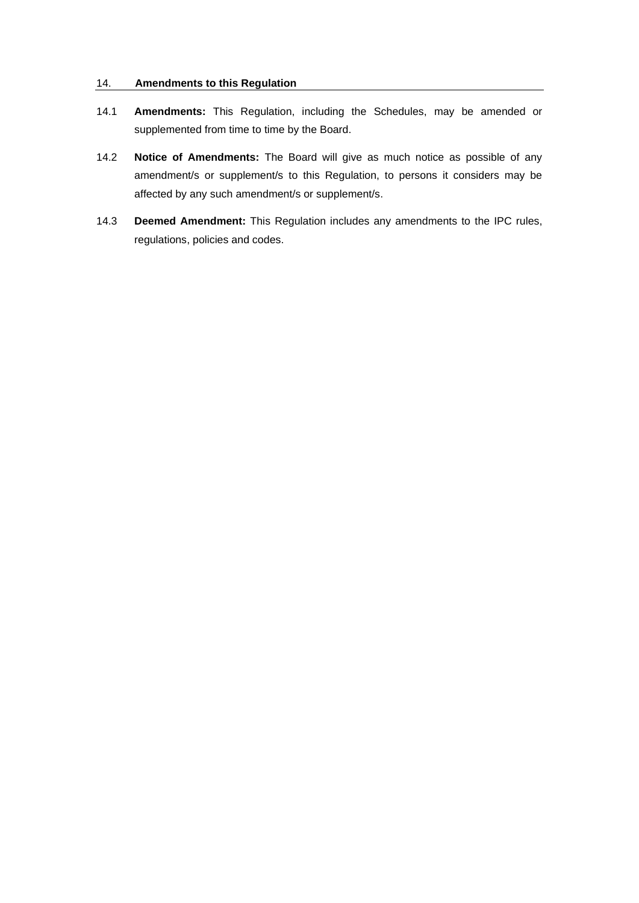## 14. Amendments to this Regulation

14.1 **Amendments:** This Regulation, including the Schedules, may be amended or supplemented from time to time by the Board.

14.2 **Notice of Amendments:** The Board will give as much notice as possible of any amendment/s or supplement/s to this Regulation, to persons it considers may be affected by any such amendment/s or supplement/s.

14.3 **Deemed Amendment:** This Regulation includes any amendments to the IPC rules, regulations, policies and codes.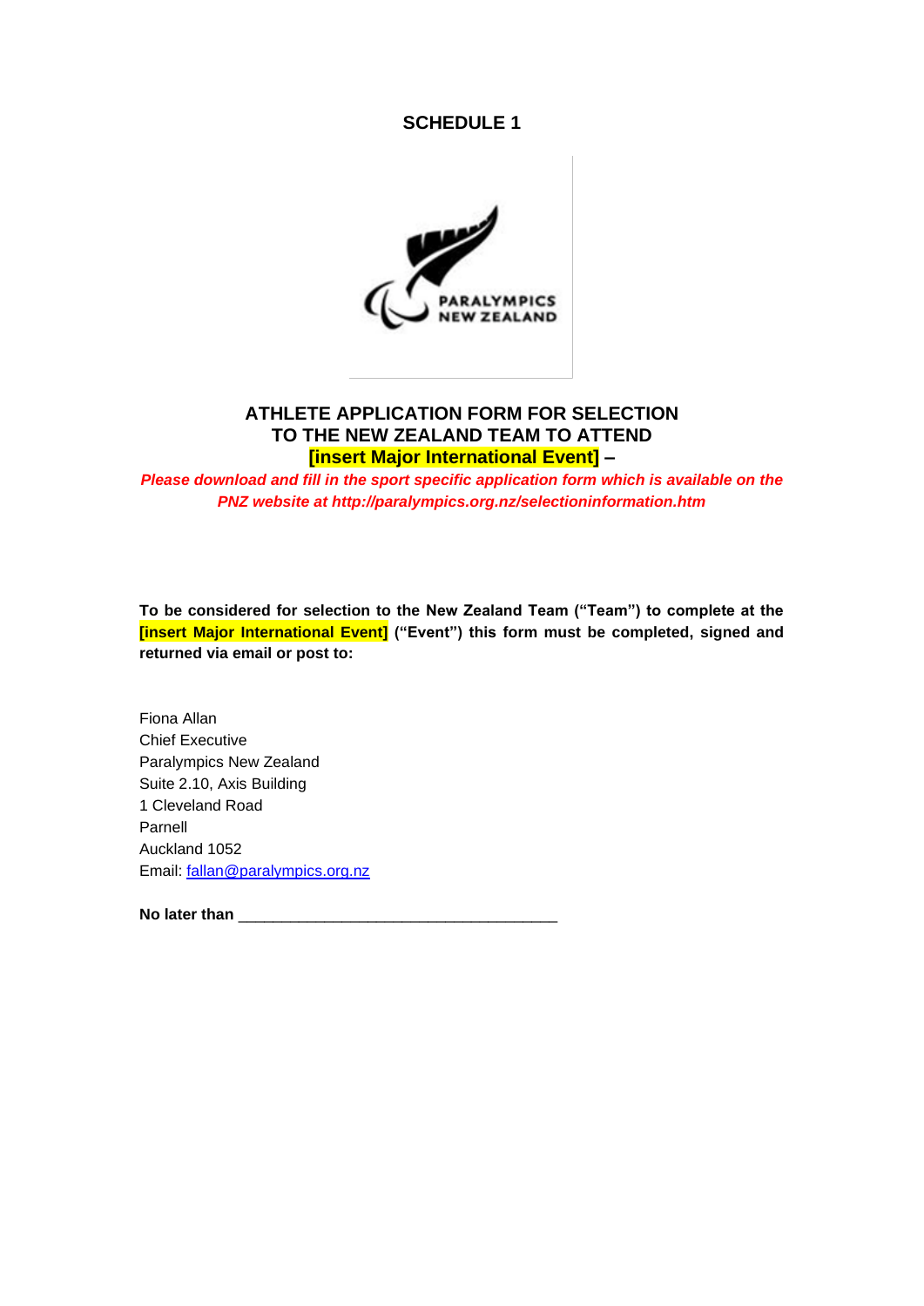# SCHEDULE 1

## ATHLETE APPLICATION FORM FOR SELECTION TO THE NEW ZEALAND TEAM TO ATTEND [insert Major International Event] –

***Please download and fill in the sport specific application form which is available on the PNZ website at http://paralympics.org.nz/selectioninformation.htm***

**To be considered for selection to the New Zealand Team ("Team") to complete at the [insert Major International Event] ("Event") this form must be completed, signed and returned via email or post to:**

Fiona Allan
Chief Executive
Paralympics New Zealand
Suite 2.10, Axis Building
1 Cleveland Road
Parnell
Auckland 1052
Email: fallan@paralympics.org.nz

**No later than** ____________________________________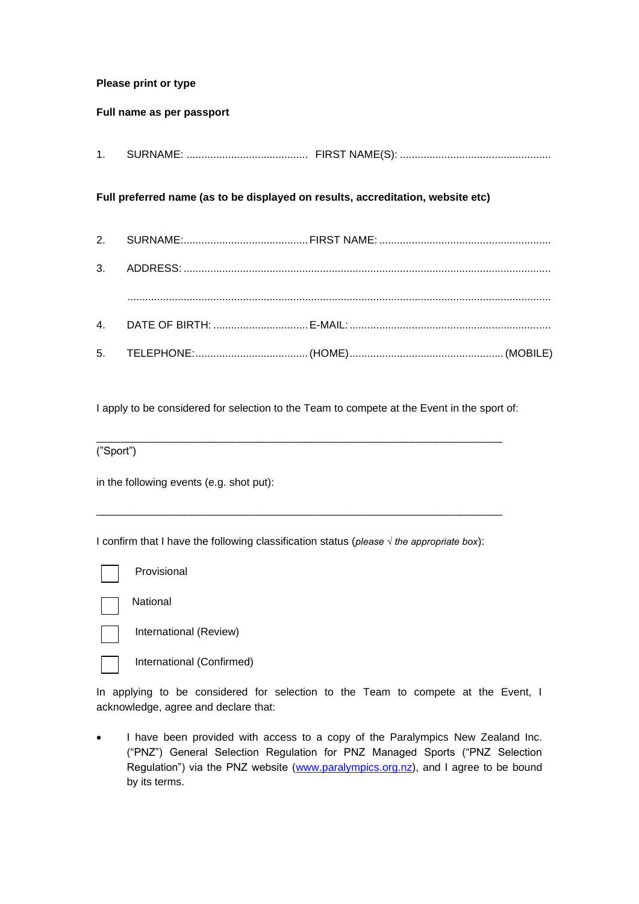**Please print or type**

**Full name as per passport**

1. SURNAME: ......................................... FIRST NAME(S): ...................................................

**Full preferred name (as to be displayed on results, accreditation, website etc)**

2. SURNAME:.......................................... FIRST NAME: ..........................................................

3. ADDRESS: ..........................................................................................................................

   .............................................................................................................................................

4. DATE OF BIRTH: ................................ E-MAIL: ...................................................................

5. TELEPHONE:...................................... (HOME) .................................................... (MOBILE)

I apply to be considered for selection to the Team to compete at the Event in the sport of:

________________________________________________________________________

("Sport")

in the following events (e.g. shot put):

________________________________________________________________________

I confirm that I have the following classification status (*please √ the appropriate box*):

☐ Provisional

☐ National

☐ International (Review)

☐ International (Confirmed)

In applying to be considered for selection to the Team to compete at the Event, I acknowledge, agree and declare that:

- I have been provided with access to a copy of the Paralympics New Zealand Inc. ("PNZ") General Selection Regulation for PNZ Managed Sports ("PNZ Selection Regulation") via the PNZ website ([www.paralympics.org.nz](http://www.paralympics.org.nz)), and I agree to be bound by its terms.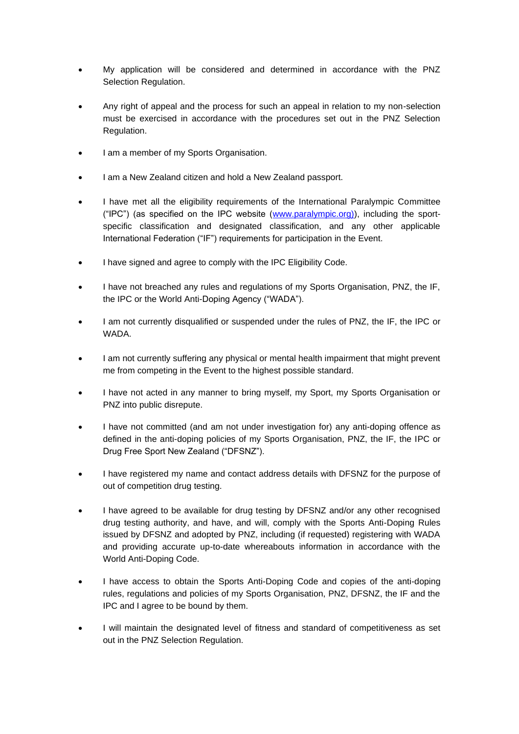- My application will be considered and determined in accordance with the PNZ Selection Regulation.

- Any right of appeal and the process for such an appeal in relation to my non-selection must be exercised in accordance with the procedures set out in the PNZ Selection Regulation.

- I am a member of my Sports Organisation.

- I am a New Zealand citizen and hold a New Zealand passport.

- I have met all the eligibility requirements of the International Paralympic Committee ("IPC") (as specified on the IPC website (www.paralympic.org)), including the sport-specific classification and designated classification, and any other applicable International Federation ("IF") requirements for participation in the Event.

- I have signed and agree to comply with the IPC Eligibility Code.

- I have not breached any rules and regulations of my Sports Organisation, PNZ, the IF, the IPC or the World Anti-Doping Agency ("WADA").

- I am not currently disqualified or suspended under the rules of PNZ, the IF, the IPC or WADA.

- I am not currently suffering any physical or mental health impairment that might prevent me from competing in the Event to the highest possible standard.

- I have not acted in any manner to bring myself, my Sport, my Sports Organisation or PNZ into public disrepute.

- I have not committed (and am not under investigation for) any anti-doping offence as defined in the anti-doping policies of my Sports Organisation, PNZ, the IF, the IPC or Drug Free Sport New Zealand ("DFSNZ").

- I have registered my name and contact address details with DFSNZ for the purpose of out of competition drug testing.

- I have agreed to be available for drug testing by DFSNZ and/or any other recognised drug testing authority, and have, and will, comply with the Sports Anti-Doping Rules issued by DFSNZ and adopted by PNZ, including (if requested) registering with WADA and providing accurate up-to-date whereabouts information in accordance with the World Anti-Doping Code.

- I have access to obtain the Sports Anti-Doping Code and copies of the anti-doping rules, regulations and policies of my Sports Organisation, PNZ, DFSNZ, the IF and the IPC and I agree to be bound by them.

- I will maintain the designated level of fitness and standard of competitiveness as set out in the PNZ Selection Regulation.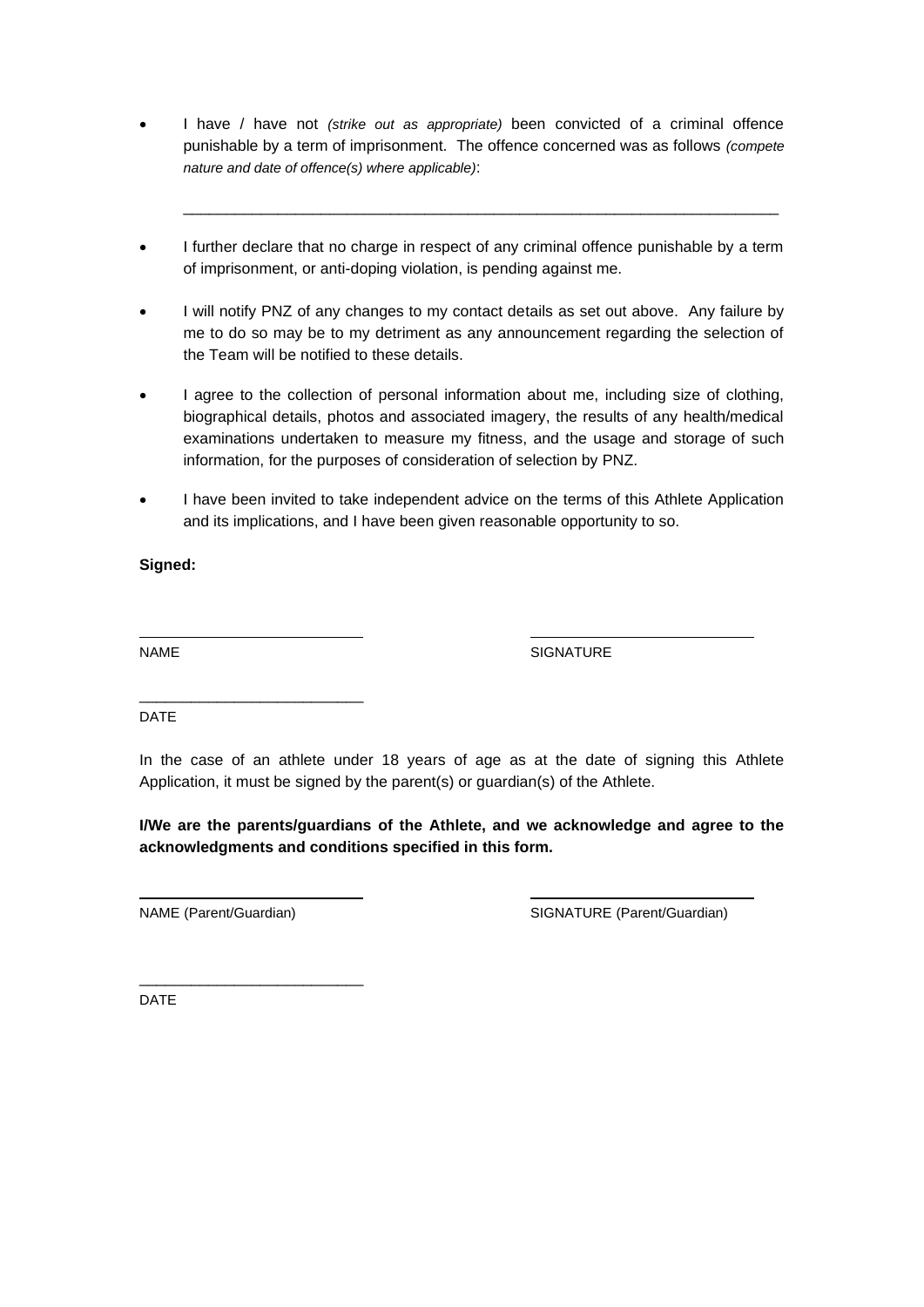- I have / have not *(strike out as appropriate)* been convicted of a criminal offence punishable by a term of imprisonment. The offence concerned was as follows *(compete nature and date of offence(s) where applicable)*:

  ______________________________________________________________________

- I further declare that no charge in respect of any criminal offence punishable by a term of imprisonment, or anti-doping violation, is pending against me.

- I will notify PNZ of any changes to my contact details as set out above. Any failure by me to do so may be to my detriment as any announcement regarding the selection of the Team will be notified to these details.

- I agree to the collection of personal information about me, including size of clothing, biographical details, photos and associated imagery, the results of any health/medical examinations undertaken to measure my fitness, and the usage and storage of such information, for the purposes of consideration of selection by PNZ.

- I have been invited to take independent advice on the terms of this Athlete Application and its implications, and I have been given reasonable opportunity to so.

**Signed:**

___________________________ ___________________________

NAME SIGNATURE

___________________________

DATE

In the case of an athlete under 18 years of age as at the date of signing this Athlete Application, it must be signed by the parent(s) or guardian(s) of the Athlete.

**I/We are the parents/guardians of the Athlete, and we acknowledge and agree to the acknowledgments and conditions specified in this form.**

___________________________ ___________________________

NAME (Parent/Guardian) SIGNATURE (Parent/Guardian)

___________________________

DATE